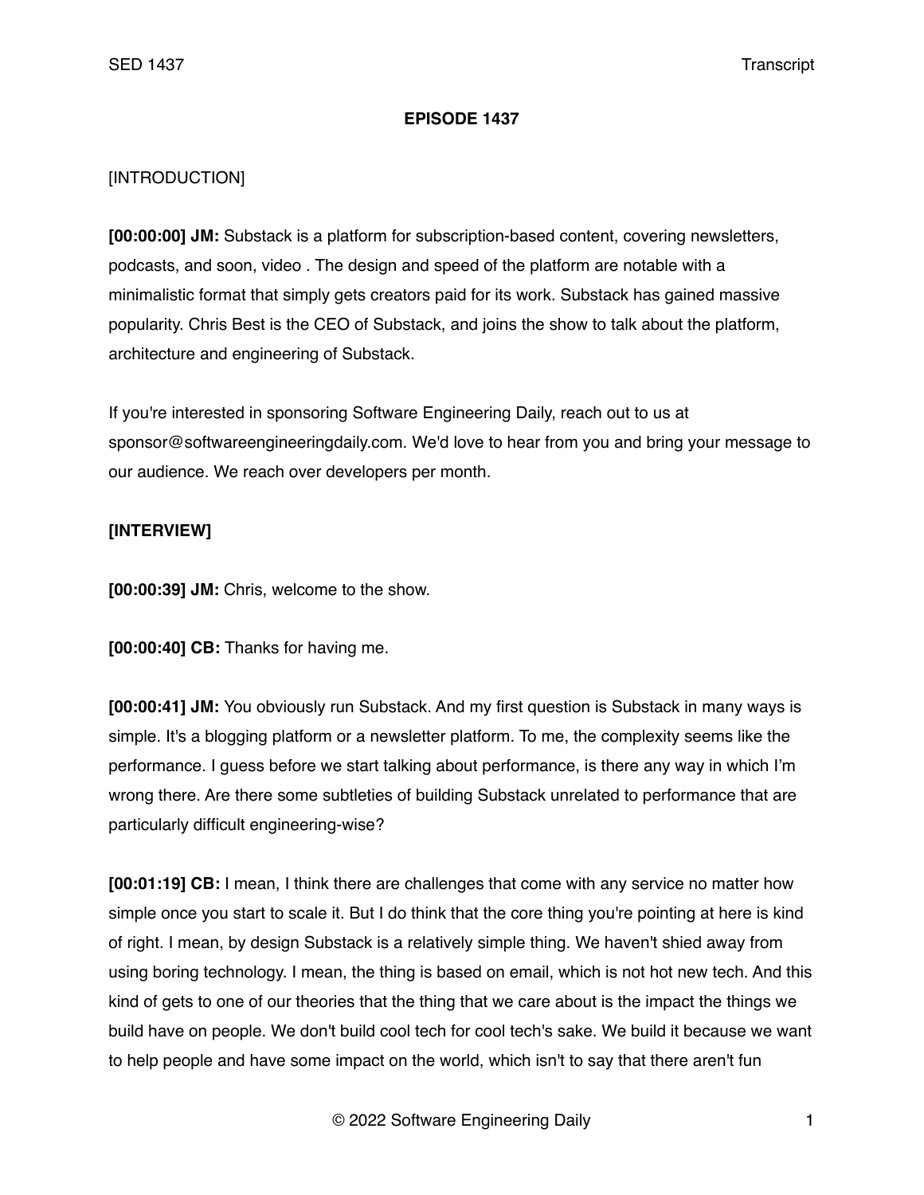**EPISODE 1437**

[INTRODUCTION]

**[00:00:00] JM:** Substack is a platform for subscription-based content, covering newsletters, podcasts, and soon, video . The design and speed of the platform are notable with a minimalistic format that simply gets creators paid for its work. Substack has gained massive popularity. Chris Best is the CEO of Substack, and joins the show to talk about the platform, architecture and engineering of Substack.

If you're interested in sponsoring Software Engineering Daily, reach out to us at sponsor@softwareengineeringdaily.com. We'd love to hear from you and bring your message to our audience. We reach over developers per month.

**[INTERVIEW]**

**[00:00:39] JM:** Chris, welcome to the show.

**[00:00:40] CB:** Thanks for having me.

**[00:00:41] JM:** You obviously run Substack. And my first question is Substack in many ways is simple. It's a blogging platform or a newsletter platform. To me, the complexity seems like the performance. I guess before we start talking about performance, is there any way in which I'm wrong there. Are there some subtleties of building Substack unrelated to performance that are particularly difficult engineering-wise?

**[00:01:19] CB:** I mean, I think there are challenges that come with any service no matter how simple once you start to scale it. But I do think that the core thing you're pointing at here is kind of right. I mean, by design Substack is a relatively simple thing. We haven't shied away from using boring technology. I mean, the thing is based on email, which is not hot new tech. And this kind of gets to one of our theories that the thing that we care about is the impact the things we build have on people. We don't build cool tech for cool tech's sake. We build it because we want to help people and have some impact on the world, which isn't to say that there aren't fun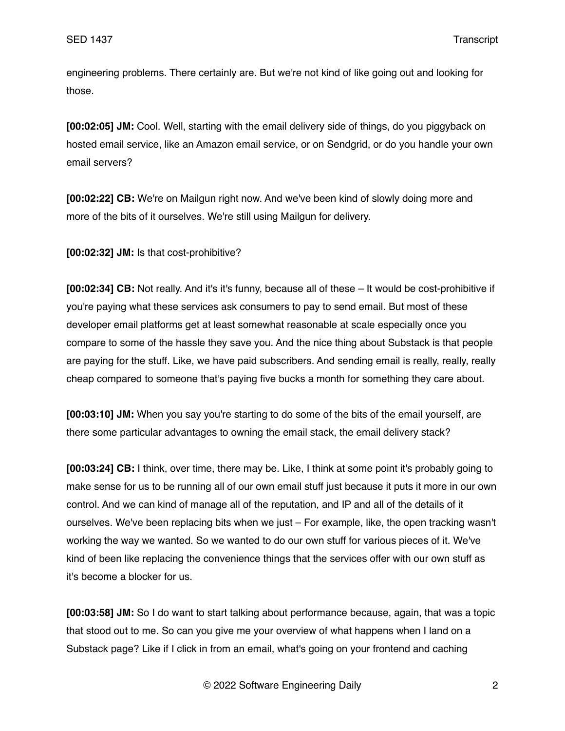engineering problems. There certainly are. But we're not kind of like going out and looking for those.

**[00:02:05] JM:** Cool. Well, starting with the email delivery side of things, do you piggyback on hosted email service, like an Amazon email service, or on Sendgrid, or do you handle your own email servers?

**[00:02:22] CB:** We're on Mailgun right now. And we've been kind of slowly doing more and more of the bits of it ourselves. We're still using Mailgun for delivery.

**[00:02:32] JM:** Is that cost-prohibitive?

**[00:02:34] CB:** Not really. And it's it's funny, because all of these – It would be cost-prohibitive if you're paying what these services ask consumers to pay to send email. But most of these developer email platforms get at least somewhat reasonable at scale especially once you compare to some of the hassle they save you. And the nice thing about Substack is that people are paying for the stuff. Like, we have paid subscribers. And sending email is really, really, really cheap compared to someone that's paying five bucks a month for something they care about.

**[00:03:10] JM:** When you say you're starting to do some of the bits of the email yourself, are there some particular advantages to owning the email stack, the email delivery stack?

**[00:03:24] CB:** I think, over time, there may be. Like, I think at some point it's probably going to make sense for us to be running all of our own email stuff just because it puts it more in our own control. And we can kind of manage all of the reputation, and IP and all of the details of it ourselves. We've been replacing bits when we just – For example, like, the open tracking wasn't working the way we wanted. So we wanted to do our own stuff for various pieces of it. We've kind of been like replacing the convenience things that the services offer with our own stuff as it's become a blocker for us.

**[00:03:58] JM:** So I do want to start talking about performance because, again, that was a topic that stood out to me. So can you give me your overview of what happens when I land on a Substack page? Like if I click in from an email, what's going on your frontend and caching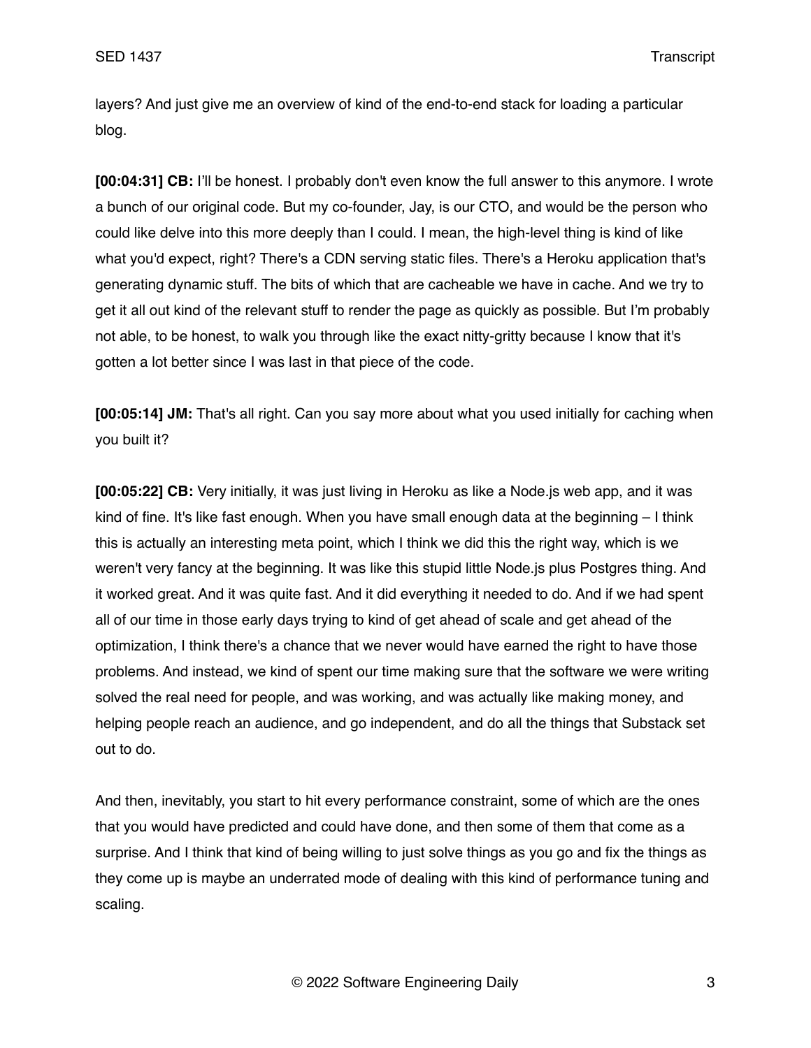layers? And just give me an overview of kind of the end-to-end stack for loading a particular blog.

**[00:04:31] CB:** I'll be honest. I probably don't even know the full answer to this anymore. I wrote a bunch of our original code. But my co-founder, Jay, is our CTO, and would be the person who could like delve into this more deeply than I could. I mean, the high-level thing is kind of like what you'd expect, right? There's a CDN serving static files. There's a Heroku application that's generating dynamic stuff. The bits of which that are cacheable we have in cache. And we try to get it all out kind of the relevant stuff to render the page as quickly as possible. But I'm probably not able, to be honest, to walk you through like the exact nitty-gritty because I know that it's gotten a lot better since I was last in that piece of the code.

**[00:05:14] JM:** That's all right. Can you say more about what you used initially for caching when you built it?

**[00:05:22] CB:** Very initially, it was just living in Heroku as like a Node.js web app, and it was kind of fine. It's like fast enough. When you have small enough data at the beginning – I think this is actually an interesting meta point, which I think we did this the right way, which is we weren't very fancy at the beginning. It was like this stupid little Node.js plus Postgres thing. And it worked great. And it was quite fast. And it did everything it needed to do. And if we had spent all of our time in those early days trying to kind of get ahead of scale and get ahead of the optimization, I think there's a chance that we never would have earned the right to have those problems. And instead, we kind of spent our time making sure that the software we were writing solved the real need for people, and was working, and was actually like making money, and helping people reach an audience, and go independent, and do all the things that Substack set out to do.

And then, inevitably, you start to hit every performance constraint, some of which are the ones that you would have predicted and could have done, and then some of them that come as a surprise. And I think that kind of being willing to just solve things as you go and fix the things as they come up is maybe an underrated mode of dealing with this kind of performance tuning and scaling.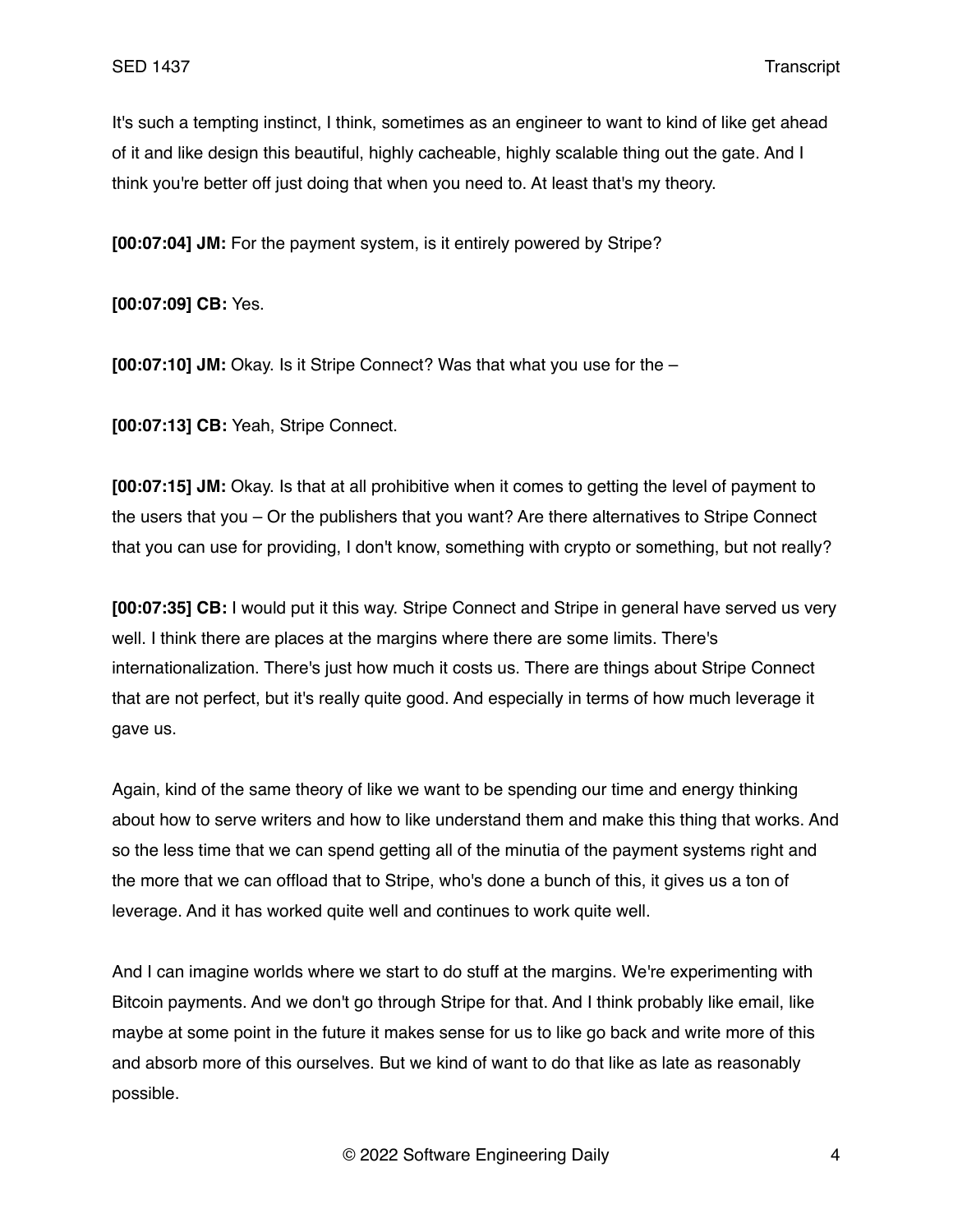It's such a tempting instinct, I think, sometimes as an engineer to want to kind of like get ahead of it and like design this beautiful, highly cacheable, highly scalable thing out the gate. And I think you're better off just doing that when you need to. At least that's my theory.

**[00:07:04] JM:** For the payment system, is it entirely powered by Stripe?

**[00:07:09] CB:** Yes.

**[00:07:10] JM:** Okay. Is it Stripe Connect? Was that what you use for the –

**[00:07:13] CB:** Yeah, Stripe Connect.

**[00:07:15] JM:** Okay. Is that at all prohibitive when it comes to getting the level of payment to the users that you – Or the publishers that you want? Are there alternatives to Stripe Connect that you can use for providing, I don't know, something with crypto or something, but not really?

**[00:07:35] CB:** I would put it this way. Stripe Connect and Stripe in general have served us very well. I think there are places at the margins where there are some limits. There's internationalization. There's just how much it costs us. There are things about Stripe Connect that are not perfect, but it's really quite good. And especially in terms of how much leverage it gave us.

Again, kind of the same theory of like we want to be spending our time and energy thinking about how to serve writers and how to like understand them and make this thing that works. And so the less time that we can spend getting all of the minutia of the payment systems right and the more that we can offload that to Stripe, who's done a bunch of this, it gives us a ton of leverage. And it has worked quite well and continues to work quite well.

And I can imagine worlds where we start to do stuff at the margins. We're experimenting with Bitcoin payments. And we don't go through Stripe for that. And I think probably like email, like maybe at some point in the future it makes sense for us to like go back and write more of this and absorb more of this ourselves. But we kind of want to do that like as late as reasonably possible.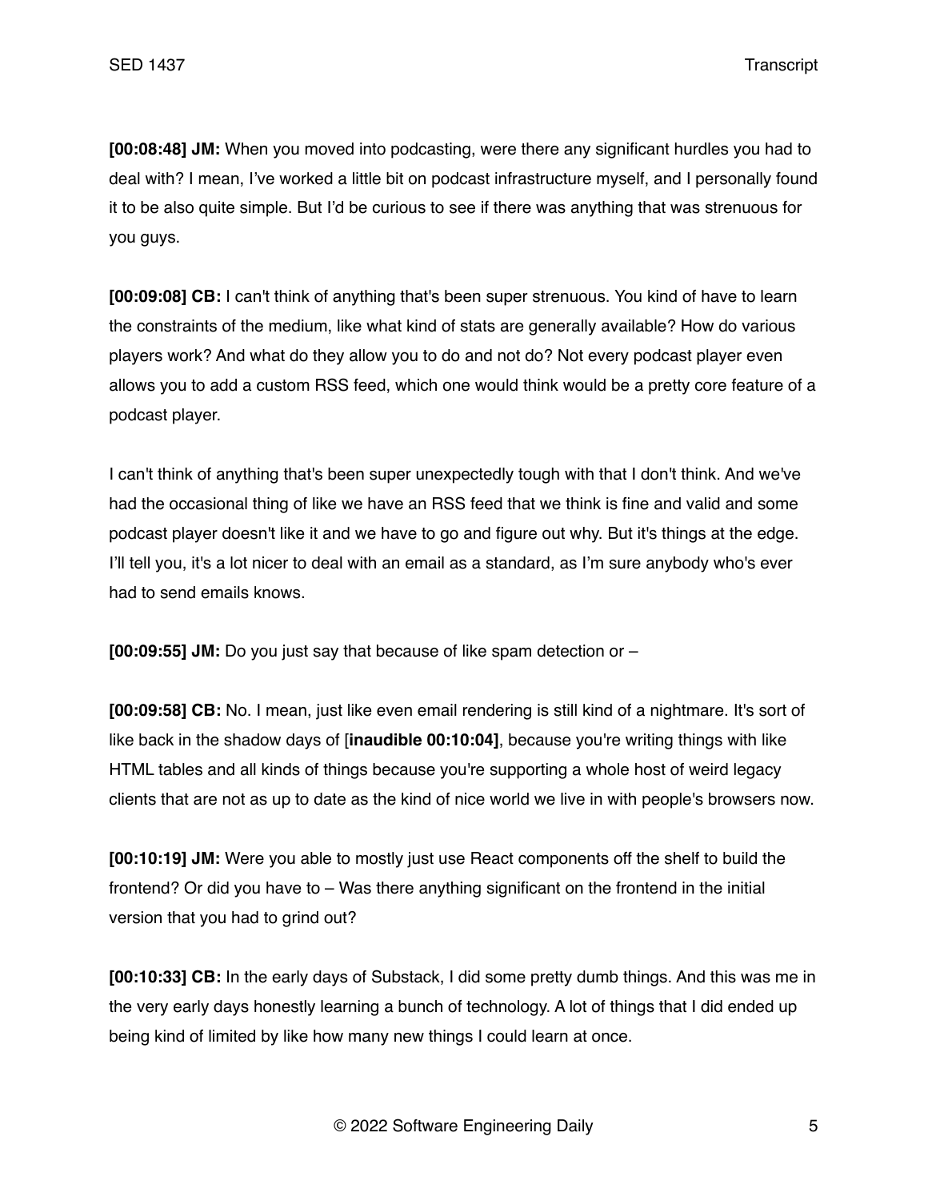**[00:08:48] JM:** When you moved into podcasting, were there any significant hurdles you had to deal with? I mean, I've worked a little bit on podcast infrastructure myself, and I personally found it to be also quite simple. But I'd be curious to see if there was anything that was strenuous for you guys.

**[00:09:08] CB:** I can't think of anything that's been super strenuous. You kind of have to learn the constraints of the medium, like what kind of stats are generally available? How do various players work? And what do they allow you to do and not do? Not every podcast player even allows you to add a custom RSS feed, which one would think would be a pretty core feature of a podcast player.

I can't think of anything that's been super unexpectedly tough with that I don't think. And we've had the occasional thing of like we have an RSS feed that we think is fine and valid and some podcast player doesn't like it and we have to go and figure out why. But it's things at the edge. I'll tell you, it's a lot nicer to deal with an email as a standard, as I'm sure anybody who's ever had to send emails knows.

**[00:09:55] JM:** Do you just say that because of like spam detection or –

**[00:09:58] CB:** No. I mean, just like even email rendering is still kind of a nightmare. It's sort of like back in the shadow days of [**inaudible 00:10:04**], because you're writing things with like HTML tables and all kinds of things because you're supporting a whole host of weird legacy clients that are not as up to date as the kind of nice world we live in with people's browsers now.

**[00:10:19] JM:** Were you able to mostly just use React components off the shelf to build the frontend? Or did you have to – Was there anything significant on the frontend in the initial version that you had to grind out?

**[00:10:33] CB:** In the early days of Substack, I did some pretty dumb things. And this was me in the very early days honestly learning a bunch of technology. A lot of things that I did ended up being kind of limited by like how many new things I could learn at once.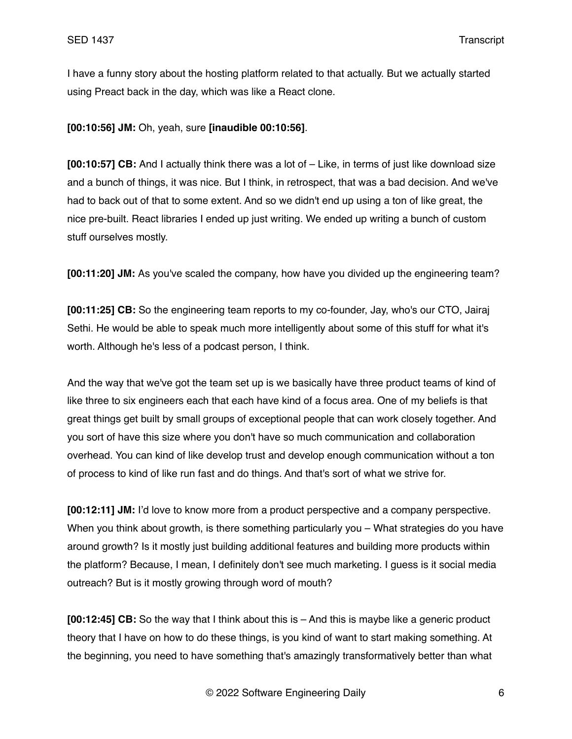I have a funny story about the hosting platform related to that actually. But we actually started using Preact back in the day, which was like a React clone.

**[00:10:56] JM:** Oh, yeah, sure **[inaudible 00:10:56]**.

**[00:10:57] CB:** And I actually think there was a lot of – Like, in terms of just like download size and a bunch of things, it was nice. But I think, in retrospect, that was a bad decision. And we've had to back out of that to some extent. And so we didn't end up using a ton of like great, the nice pre-built. React libraries I ended up just writing. We ended up writing a bunch of custom stuff ourselves mostly.

**[00:11:20] JM:** As you've scaled the company, how have you divided up the engineering team?

**[00:11:25] CB:** So the engineering team reports to my co-founder, Jay, who's our CTO, Jairaj Sethi. He would be able to speak much more intelligently about some of this stuff for what it's worth. Although he's less of a podcast person, I think.

And the way that we've got the team set up is we basically have three product teams of kind of like three to six engineers each that each have kind of a focus area. One of my beliefs is that great things get built by small groups of exceptional people that can work closely together. And you sort of have this size where you don't have so much communication and collaboration overhead. You can kind of like develop trust and develop enough communication without a ton of process to kind of like run fast and do things. And that's sort of what we strive for.

**[00:12:11] JM:** I'd love to know more from a product perspective and a company perspective. When you think about growth, is there something particularly you – What strategies do you have around growth? Is it mostly just building additional features and building more products within the platform? Because, I mean, I definitely don't see much marketing. I guess is it social media outreach? But is it mostly growing through word of mouth?

**[00:12:45] CB:** So the way that I think about this is – And this is maybe like a generic product theory that I have on how to do these things, is you kind of want to start making something. At the beginning, you need to have something that's amazingly transformatively better than what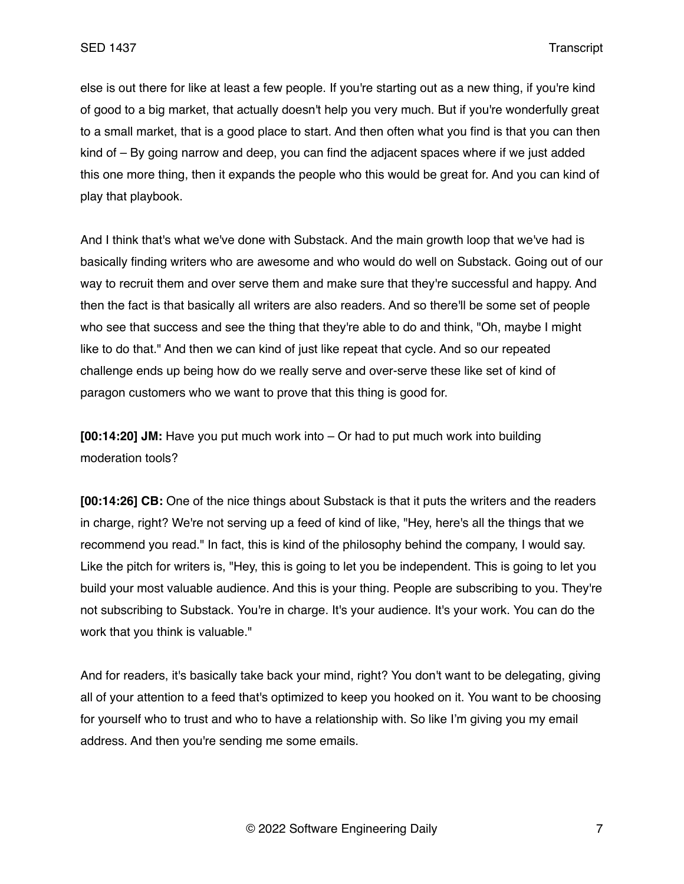else is out there for like at least a few people. If you're starting out as a new thing, if you're kind of good to a big market, that actually doesn't help you very much. But if you're wonderfully great to a small market, that is a good place to start. And then often what you find is that you can then kind of – By going narrow and deep, you can find the adjacent spaces where if we just added this one more thing, then it expands the people who this would be great for. And you can kind of play that playbook.

And I think that's what we've done with Substack. And the main growth loop that we've had is basically finding writers who are awesome and who would do well on Substack. Going out of our way to recruit them and over serve them and make sure that they're successful and happy. And then the fact is that basically all writers are also readers. And so there'll be some set of people who see that success and see the thing that they're able to do and think, "Oh, maybe I might like to do that." And then we can kind of just like repeat that cycle. And so our repeated challenge ends up being how do we really serve and over-serve these like set of kind of paragon customers who we want to prove that this thing is good for.

**[00:14:20] JM:** Have you put much work into – Or had to put much work into building moderation tools?

**[00:14:26] CB:** One of the nice things about Substack is that it puts the writers and the readers in charge, right? We're not serving up a feed of kind of like, "Hey, here's all the things that we recommend you read." In fact, this is kind of the philosophy behind the company, I would say. Like the pitch for writers is, "Hey, this is going to let you be independent. This is going to let you build your most valuable audience. And this is your thing. People are subscribing to you. They're not subscribing to Substack. You're in charge. It's your audience. It's your work. You can do the work that you think is valuable."

And for readers, it's basically take back your mind, right? You don't want to be delegating, giving all of your attention to a feed that's optimized to keep you hooked on it. You want to be choosing for yourself who to trust and who to have a relationship with. So like I'm giving you my email address. And then you're sending me some emails.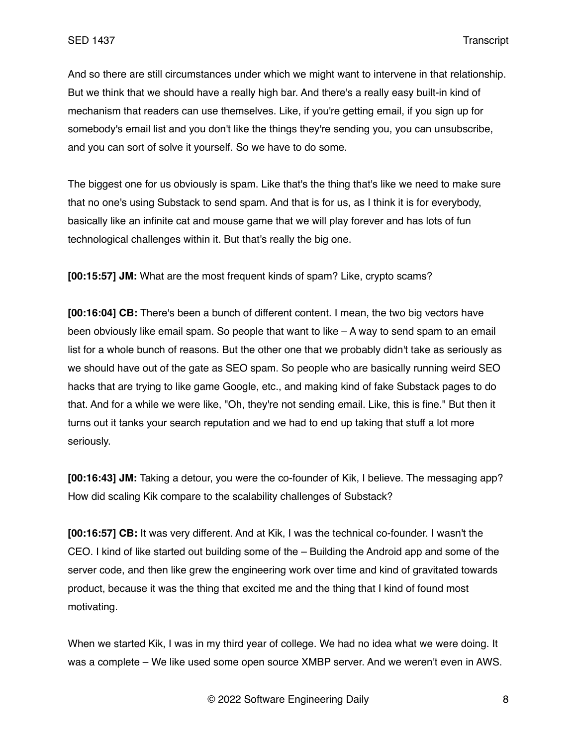And so there are still circumstances under which we might want to intervene in that relationship. But we think that we should have a really high bar. And there's a really easy built-in kind of mechanism that readers can use themselves. Like, if you're getting email, if you sign up for somebody's email list and you don't like the things they're sending you, you can unsubscribe, and you can sort of solve it yourself. So we have to do some.

The biggest one for us obviously is spam. Like that's the thing that's like we need to make sure that no one's using Substack to send spam. And that is for us, as I think it is for everybody, basically like an infinite cat and mouse game that we will play forever and has lots of fun technological challenges within it. But that's really the big one.

**[00:15:57] JM:** What are the most frequent kinds of spam? Like, crypto scams?

**[00:16:04] CB:** There's been a bunch of different content. I mean, the two big vectors have been obviously like email spam. So people that want to like – A way to send spam to an email list for a whole bunch of reasons. But the other one that we probably didn't take as seriously as we should have out of the gate as SEO spam. So people who are basically running weird SEO hacks that are trying to like game Google, etc., and making kind of fake Substack pages to do that. And for a while we were like, "Oh, they're not sending email. Like, this is fine." But then it turns out it tanks your search reputation and we had to end up taking that stuff a lot more seriously.

**[00:16:43] JM:** Taking a detour, you were the co-founder of Kik, I believe. The messaging app? How did scaling Kik compare to the scalability challenges of Substack?

**[00:16:57] CB:** It was very different. And at Kik, I was the technical co-founder. I wasn't the CEO. I kind of like started out building some of the – Building the Android app and some of the server code, and then like grew the engineering work over time and kind of gravitated towards product, because it was the thing that excited me and the thing that I kind of found most motivating.

When we started Kik, I was in my third year of college. We had no idea what we were doing. It was a complete – We like used some open source XMBP server. And we weren't even in AWS.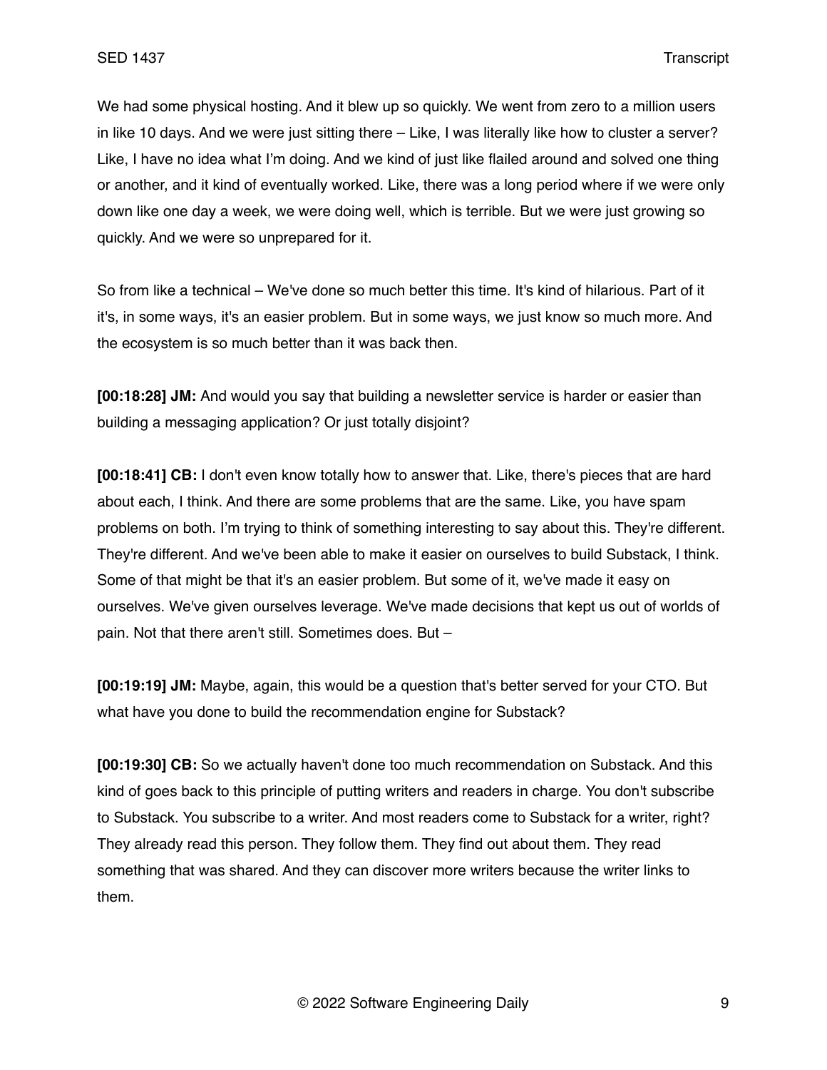We had some physical hosting. And it blew up so quickly. We went from zero to a million users in like 10 days. And we were just sitting there – Like, I was literally like how to cluster a server? Like, I have no idea what I'm doing. And we kind of just like flailed around and solved one thing or another, and it kind of eventually worked. Like, there was a long period where if we were only down like one day a week, we were doing well, which is terrible. But we were just growing so quickly. And we were so unprepared for it.

So from like a technical – We've done so much better this time. It's kind of hilarious. Part of it it's, in some ways, it's an easier problem. But in some ways, we just know so much more. And the ecosystem is so much better than it was back then.

**[00:18:28] JM:** And would you say that building a newsletter service is harder or easier than building a messaging application? Or just totally disjoint?

**[00:18:41] CB:** I don't even know totally how to answer that. Like, there's pieces that are hard about each, I think. And there are some problems that are the same. Like, you have spam problems on both. I'm trying to think of something interesting to say about this. They're different. They're different. And we've been able to make it easier on ourselves to build Substack, I think. Some of that might be that it's an easier problem. But some of it, we've made it easy on ourselves. We've given ourselves leverage. We've made decisions that kept us out of worlds of pain. Not that there aren't still. Sometimes does. But –

**[00:19:19] JM:** Maybe, again, this would be a question that's better served for your CTO. But what have you done to build the recommendation engine for Substack?

**[00:19:30] CB:** So we actually haven't done too much recommendation on Substack. And this kind of goes back to this principle of putting writers and readers in charge. You don't subscribe to Substack. You subscribe to a writer. And most readers come to Substack for a writer, right? They already read this person. They follow them. They find out about them. They read something that was shared. And they can discover more writers because the writer links to them.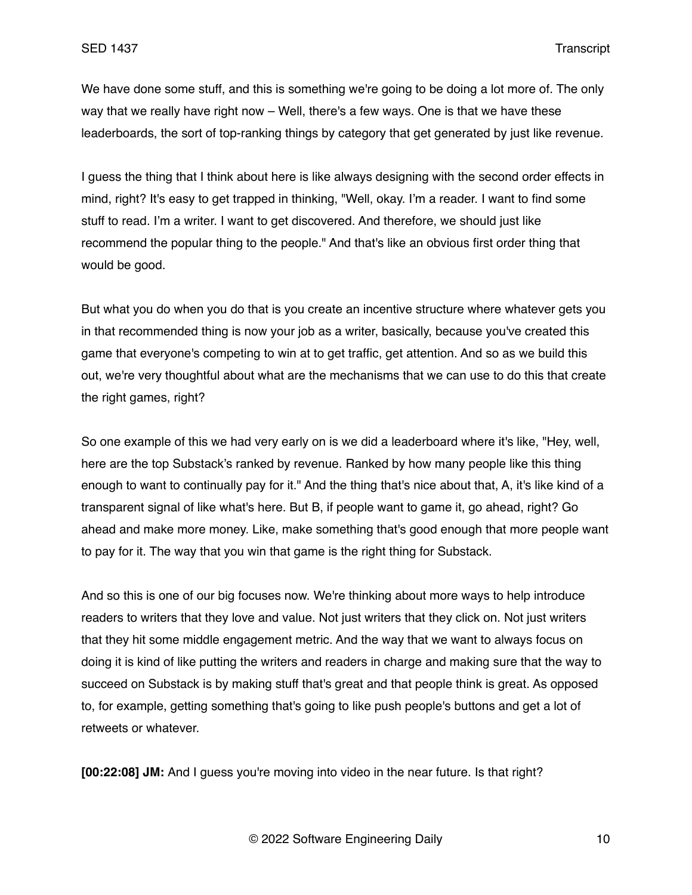We have done some stuff, and this is something we're going to be doing a lot more of. The only way that we really have right now – Well, there's a few ways. One is that we have these leaderboards, the sort of top-ranking things by category that get generated by just like revenue.

I guess the thing that I think about here is like always designing with the second order effects in mind, right? It's easy to get trapped in thinking, "Well, okay. I'm a reader. I want to find some stuff to read. I'm a writer. I want to get discovered. And therefore, we should just like recommend the popular thing to the people." And that's like an obvious first order thing that would be good.

But what you do when you do that is you create an incentive structure where whatever gets you in that recommended thing is now your job as a writer, basically, because you've created this game that everyone's competing to win at to get traffic, get attention. And so as we build this out, we're very thoughtful about what are the mechanisms that we can use to do this that create the right games, right?

So one example of this we had very early on is we did a leaderboard where it's like, "Hey, well, here are the top Substack's ranked by revenue. Ranked by how many people like this thing enough to want to continually pay for it." And the thing that's nice about that, A, it's like kind of a transparent signal of like what's here. But B, if people want to game it, go ahead, right? Go ahead and make more money. Like, make something that's good enough that more people want to pay for it. The way that you win that game is the right thing for Substack.

And so this is one of our big focuses now. We're thinking about more ways to help introduce readers to writers that they love and value. Not just writers that they click on. Not just writers that they hit some middle engagement metric. And the way that we want to always focus on doing it is kind of like putting the writers and readers in charge and making sure that the way to succeed on Substack is by making stuff that's great and that people think is great. As opposed to, for example, getting something that's going to like push people's buttons and get a lot of retweets or whatever.

**[00:22:08] JM:** And I guess you're moving into video in the near future. Is that right?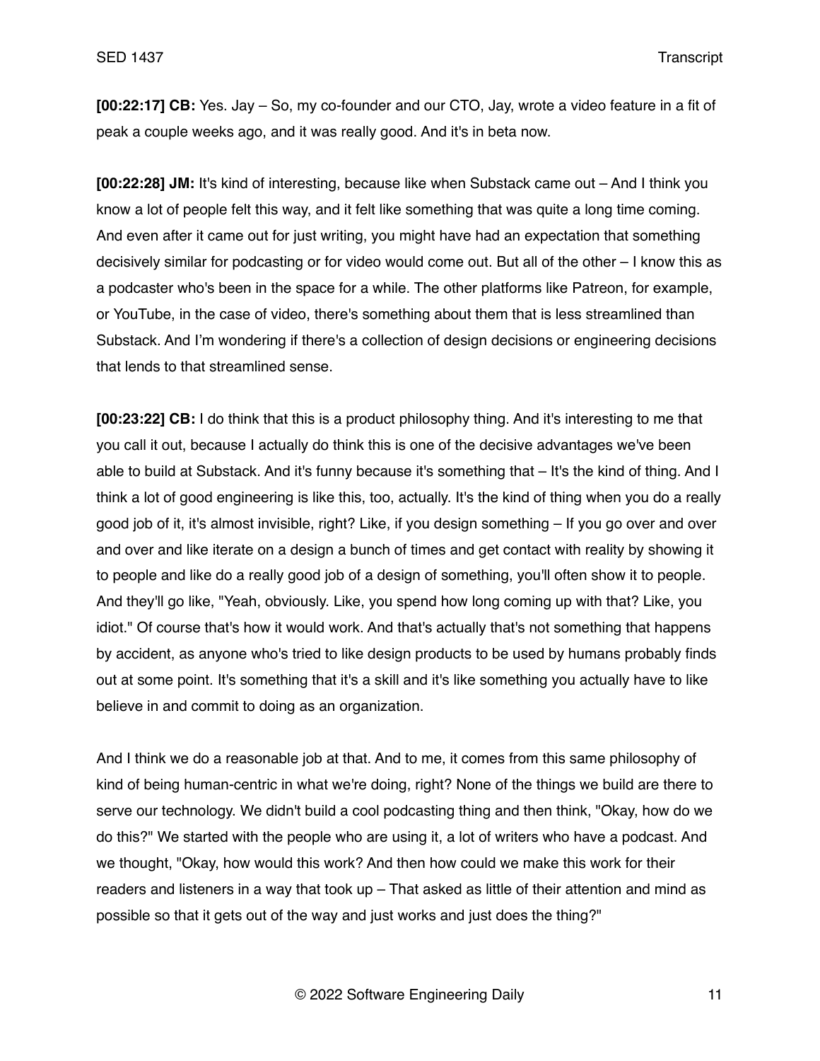**[00:22:17] CB:** Yes. Jay – So, my co-founder and our CTO, Jay, wrote a video feature in a fit of peak a couple weeks ago, and it was really good. And it's in beta now.

**[00:22:28] JM:** It's kind of interesting, because like when Substack came out – And I think you know a lot of people felt this way, and it felt like something that was quite a long time coming. And even after it came out for just writing, you might have had an expectation that something decisively similar for podcasting or for video would come out. But all of the other – I know this as a podcaster who's been in the space for a while. The other platforms like Patreon, for example, or YouTube, in the case of video, there's something about them that is less streamlined than Substack. And I'm wondering if there's a collection of design decisions or engineering decisions that lends to that streamlined sense.

**[00:23:22] CB:** I do think that this is a product philosophy thing. And it's interesting to me that you call it out, because I actually do think this is one of the decisive advantages we've been able to build at Substack. And it's funny because it's something that – It's the kind of thing. And I think a lot of good engineering is like this, too, actually. It's the kind of thing when you do a really good job of it, it's almost invisible, right? Like, if you design something – If you go over and over and over and like iterate on a design a bunch of times and get contact with reality by showing it to people and like do a really good job of a design of something, you'll often show it to people. And they'll go like, "Yeah, obviously. Like, you spend how long coming up with that? Like, you idiot." Of course that's how it would work. And that's actually that's not something that happens by accident, as anyone who's tried to like design products to be used by humans probably finds out at some point. It's something that it's a skill and it's like something you actually have to like believe in and commit to doing as an organization.

And I think we do a reasonable job at that. And to me, it comes from this same philosophy of kind of being human-centric in what we're doing, right? None of the things we build are there to serve our technology. We didn't build a cool podcasting thing and then think, "Okay, how do we do this?" We started with the people who are using it, a lot of writers who have a podcast. And we thought, "Okay, how would this work? And then how could we make this work for their readers and listeners in a way that took up – That asked as little of their attention and mind as possible so that it gets out of the way and just works and just does the thing?"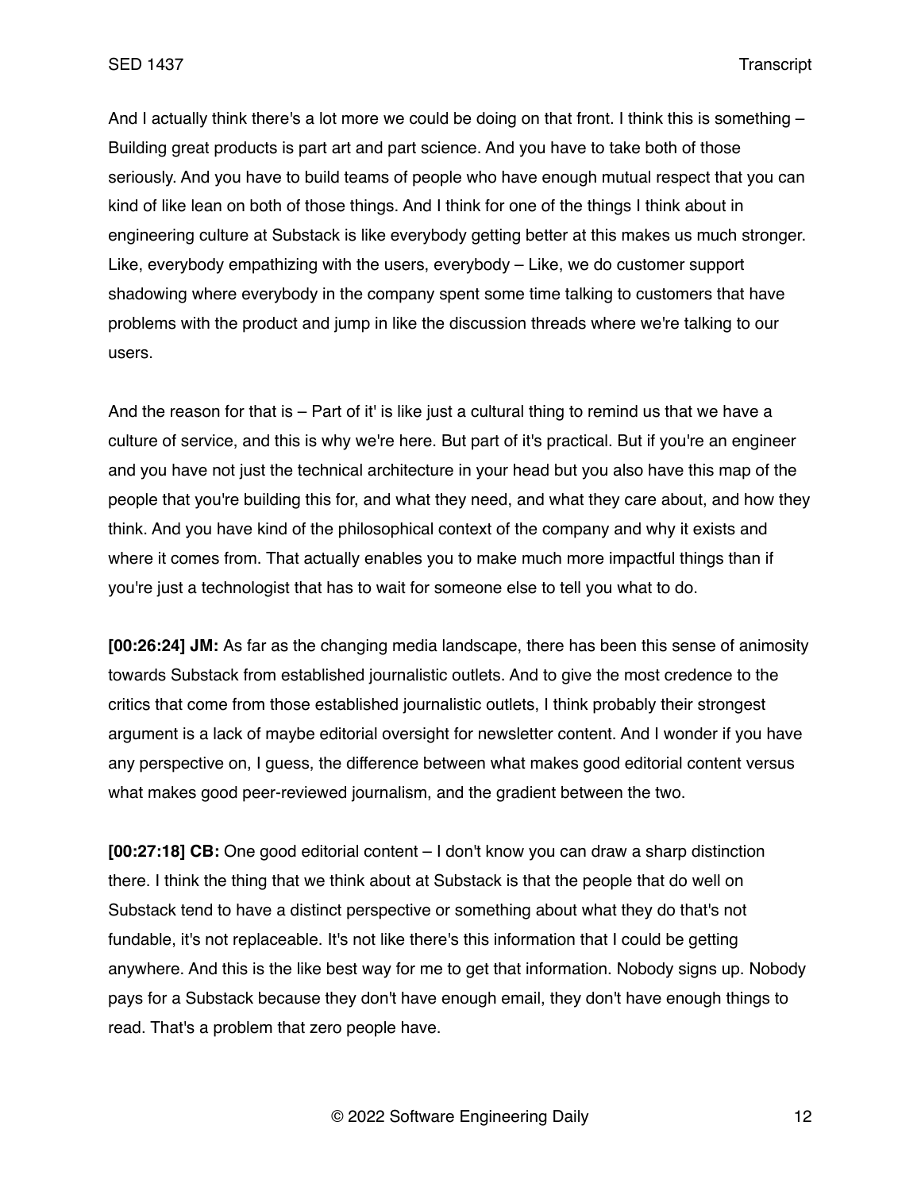And I actually think there's a lot more we could be doing on that front. I think this is something – Building great products is part art and part science. And you have to take both of those seriously. And you have to build teams of people who have enough mutual respect that you can kind of like lean on both of those things. And I think for one of the things I think about in engineering culture at Substack is like everybody getting better at this makes us much stronger. Like, everybody empathizing with the users, everybody – Like, we do customer support shadowing where everybody in the company spent some time talking to customers that have problems with the product and jump in like the discussion threads where we're talking to our users.

And the reason for that is – Part of it' is like just a cultural thing to remind us that we have a culture of service, and this is why we're here. But part of it's practical. But if you're an engineer and you have not just the technical architecture in your head but you also have this map of the people that you're building this for, and what they need, and what they care about, and how they think. And you have kind of the philosophical context of the company and why it exists and where it comes from. That actually enables you to make much more impactful things than if you're just a technologist that has to wait for someone else to tell you what to do.

**[00:26:24] JM:** As far as the changing media landscape, there has been this sense of animosity towards Substack from established journalistic outlets. And to give the most credence to the critics that come from those established journalistic outlets, I think probably their strongest argument is a lack of maybe editorial oversight for newsletter content. And I wonder if you have any perspective on, I guess, the difference between what makes good editorial content versus what makes good peer-reviewed journalism, and the gradient between the two.

**[00:27:18] CB:** One good editorial content – I don't know you can draw a sharp distinction there. I think the thing that we think about at Substack is that the people that do well on Substack tend to have a distinct perspective or something about what they do that's not fundable, it's not replaceable. It's not like there's this information that I could be getting anywhere. And this is the like best way for me to get that information. Nobody signs up. Nobody pays for a Substack because they don't have enough email, they don't have enough things to read. That's a problem that zero people have.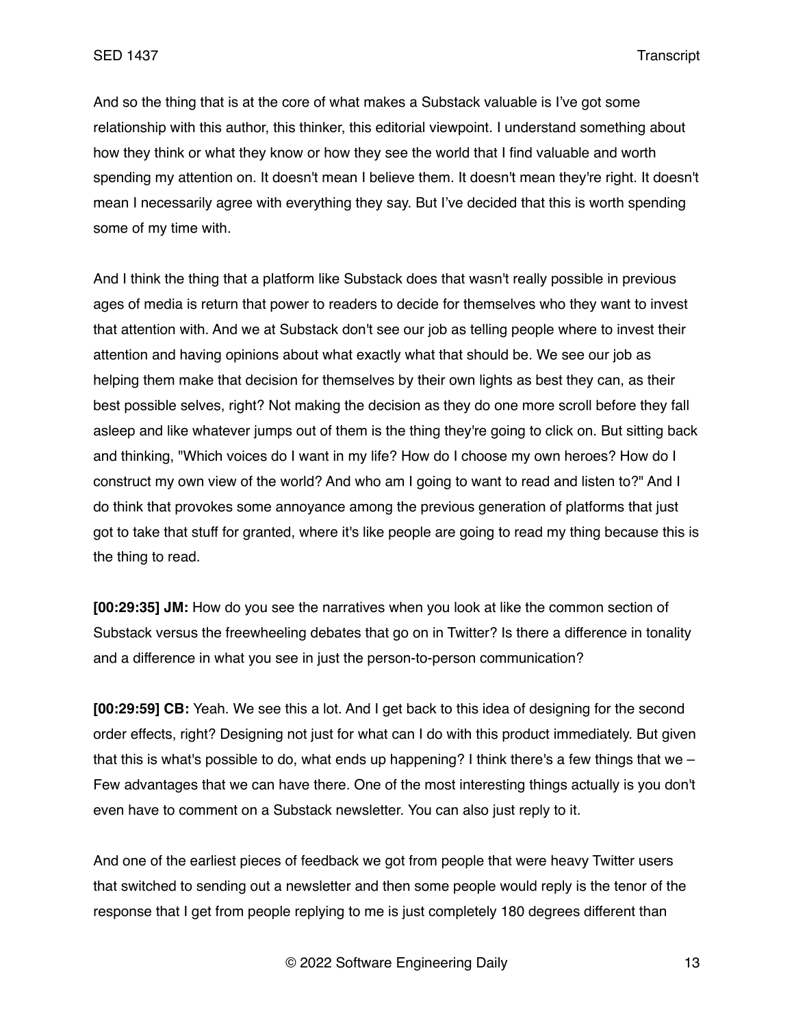And so the thing that is at the core of what makes a Substack valuable is I've got some relationship with this author, this thinker, this editorial viewpoint. I understand something about how they think or what they know or how they see the world that I find valuable and worth spending my attention on. It doesn't mean I believe them. It doesn't mean they're right. It doesn't mean I necessarily agree with everything they say. But I've decided that this is worth spending some of my time with.

And I think the thing that a platform like Substack does that wasn't really possible in previous ages of media is return that power to readers to decide for themselves who they want to invest that attention with. And we at Substack don't see our job as telling people where to invest their attention and having opinions about what exactly what that should be. We see our job as helping them make that decision for themselves by their own lights as best they can, as their best possible selves, right? Not making the decision as they do one more scroll before they fall asleep and like whatever jumps out of them is the thing they're going to click on. But sitting back and thinking, "Which voices do I want in my life? How do I choose my own heroes? How do I construct my own view of the world? And who am I going to want to read and listen to?" And I do think that provokes some annoyance among the previous generation of platforms that just got to take that stuff for granted, where it's like people are going to read my thing because this is the thing to read.

**[00:29:35] JM:** How do you see the narratives when you look at like the common section of Substack versus the freewheeling debates that go on in Twitter? Is there a difference in tonality and a difference in what you see in just the person-to-person communication?

**[00:29:59] CB:** Yeah. We see this a lot. And I get back to this idea of designing for the second order effects, right? Designing not just for what can I do with this product immediately. But given that this is what's possible to do, what ends up happening? I think there's a few things that we – Few advantages that we can have there. One of the most interesting things actually is you don't even have to comment on a Substack newsletter. You can also just reply to it.

And one of the earliest pieces of feedback we got from people that were heavy Twitter users that switched to sending out a newsletter and then some people would reply is the tenor of the response that I get from people replying to me is just completely 180 degrees different than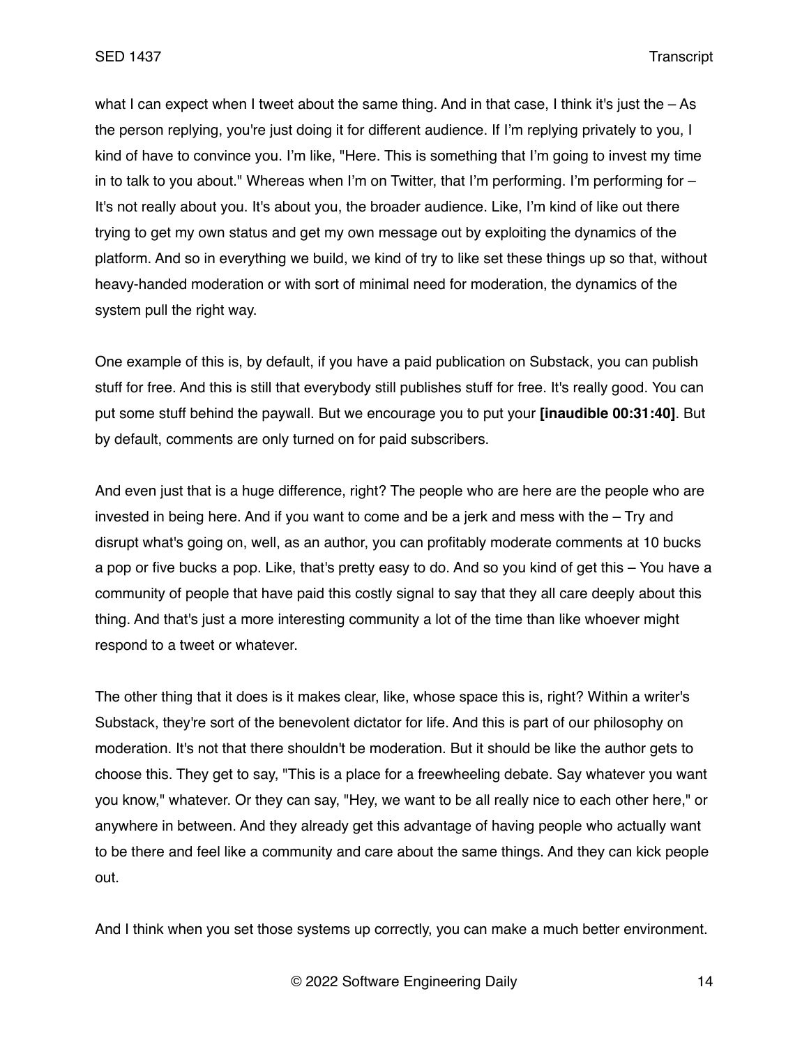what I can expect when I tweet about the same thing. And in that case, I think it's just the – As the person replying, you're just doing it for different audience. If I'm replying privately to you, I kind of have to convince you. I'm like, "Here. This is something that I'm going to invest my time in to talk to you about." Whereas when I'm on Twitter, that I'm performing. I'm performing for – It's not really about you. It's about you, the broader audience. Like, I'm kind of like out there trying to get my own status and get my own message out by exploiting the dynamics of the platform. And so in everything we build, we kind of try to like set these things up so that, without heavy-handed moderation or with sort of minimal need for moderation, the dynamics of the system pull the right way.

One example of this is, by default, if you have a paid publication on Substack, you can publish stuff for free. And this is still that everybody still publishes stuff for free. It's really good. You can put some stuff behind the paywall. But we encourage you to put your **[inaudible 00:31:40]**. But by default, comments are only turned on for paid subscribers.

And even just that is a huge difference, right? The people who are here are the people who are invested in being here. And if you want to come and be a jerk and mess with the – Try and disrupt what's going on, well, as an author, you can profitably moderate comments at 10 bucks a pop or five bucks a pop. Like, that's pretty easy to do. And so you kind of get this – You have a community of people that have paid this costly signal to say that they all care deeply about this thing. And that's just a more interesting community a lot of the time than like whoever might respond to a tweet or whatever.

The other thing that it does is it makes clear, like, whose space this is, right? Within a writer's Substack, they're sort of the benevolent dictator for life. And this is part of our philosophy on moderation. It's not that there shouldn't be moderation. But it should be like the author gets to choose this. They get to say, "This is a place for a freewheeling debate. Say whatever you want you know," whatever. Or they can say, "Hey, we want to be all really nice to each other here," or anywhere in between. And they already get this advantage of having people who actually want to be there and feel like a community and care about the same things. And they can kick people out.

And I think when you set those systems up correctly, you can make a much better environment.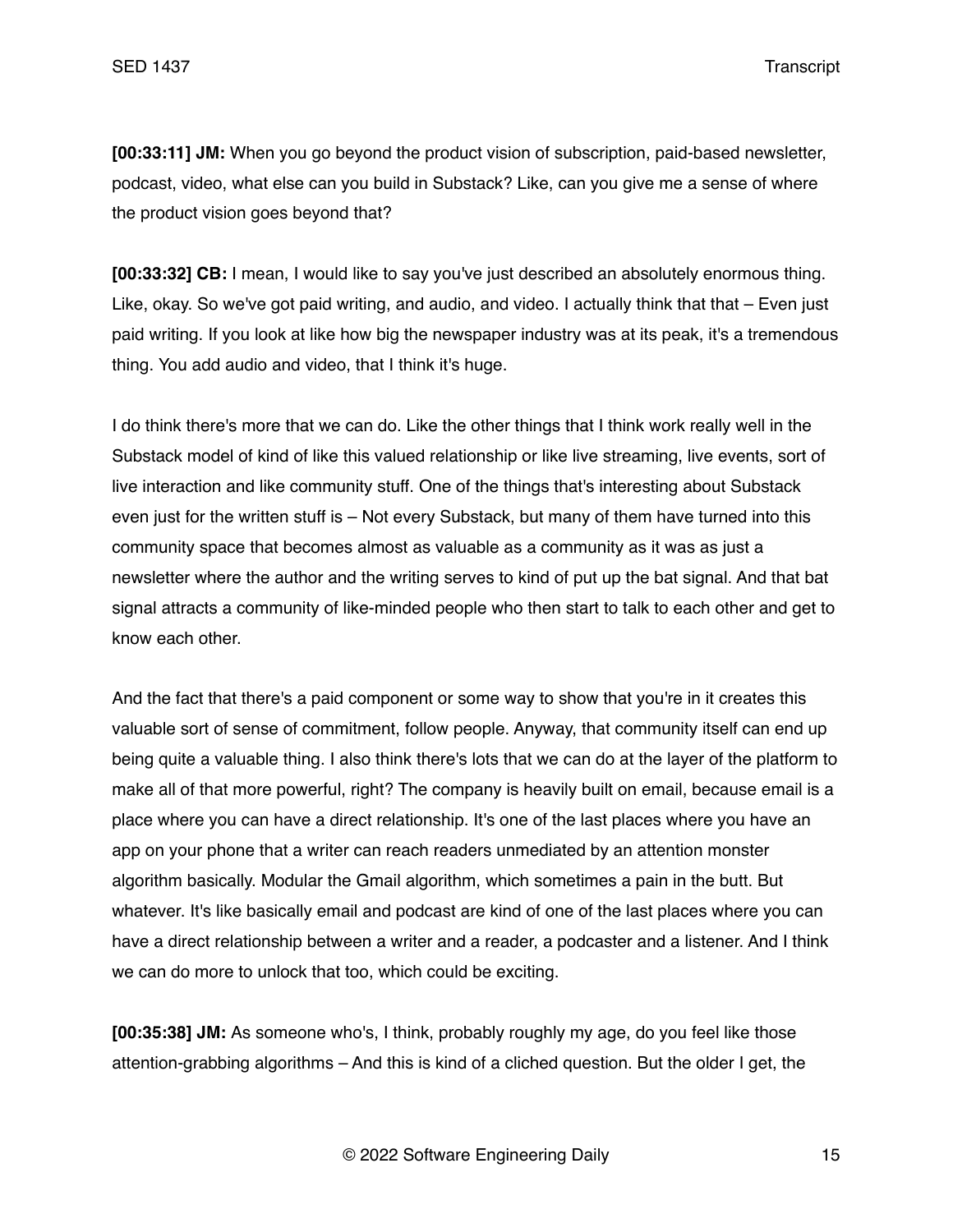**[00:33:11] JM:** When you go beyond the product vision of subscription, paid-based newsletter, podcast, video, what else can you build in Substack? Like, can you give me a sense of where the product vision goes beyond that?

**[00:33:32] CB:** I mean, I would like to say you've just described an absolutely enormous thing. Like, okay. So we've got paid writing, and audio, and video. I actually think that that – Even just paid writing. If you look at like how big the newspaper industry was at its peak, it's a tremendous thing. You add audio and video, that I think it's huge.

I do think there's more that we can do. Like the other things that I think work really well in the Substack model of kind of like this valued relationship or like live streaming, live events, sort of live interaction and like community stuff. One of the things that's interesting about Substack even just for the written stuff is – Not every Substack, but many of them have turned into this community space that becomes almost as valuable as a community as it was as just a newsletter where the author and the writing serves to kind of put up the bat signal. And that bat signal attracts a community of like-minded people who then start to talk to each other and get to know each other.

And the fact that there's a paid component or some way to show that you're in it creates this valuable sort of sense of commitment, follow people. Anyway, that community itself can end up being quite a valuable thing. I also think there's lots that we can do at the layer of the platform to make all of that more powerful, right? The company is heavily built on email, because email is a place where you can have a direct relationship. It's one of the last places where you have an app on your phone that a writer can reach readers unmediated by an attention monster algorithm basically. Modular the Gmail algorithm, which sometimes a pain in the butt. But whatever. It's like basically email and podcast are kind of one of the last places where you can have a direct relationship between a writer and a reader, a podcaster and a listener. And I think we can do more to unlock that too, which could be exciting.

**[00:35:38] JM:** As someone who's, I think, probably roughly my age, do you feel like those attention-grabbing algorithms – And this is kind of a cliched question. But the older I get, the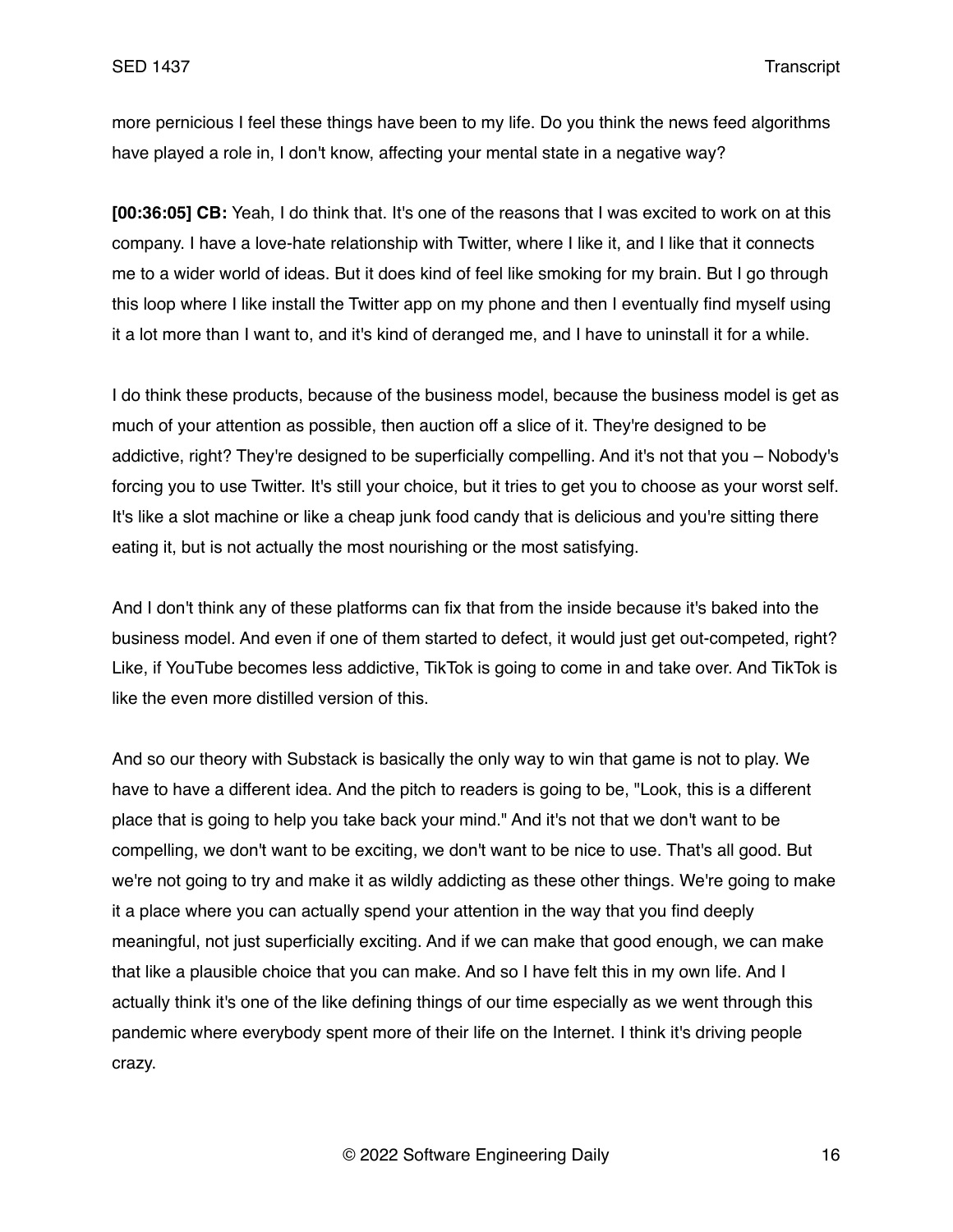more pernicious I feel these things have been to my life. Do you think the news feed algorithms have played a role in, I don't know, affecting your mental state in a negative way?

**[00:36:05] CB:** Yeah, I do think that. It's one of the reasons that I was excited to work on at this company. I have a love-hate relationship with Twitter, where I like it, and I like that it connects me to a wider world of ideas. But it does kind of feel like smoking for my brain. But I go through this loop where I like install the Twitter app on my phone and then I eventually find myself using it a lot more than I want to, and it's kind of deranged me, and I have to uninstall it for a while.

I do think these products, because of the business model, because the business model is get as much of your attention as possible, then auction off a slice of it. They're designed to be addictive, right? They're designed to be superficially compelling. And it's not that you – Nobody's forcing you to use Twitter. It's still your choice, but it tries to get you to choose as your worst self. It's like a slot machine or like a cheap junk food candy that is delicious and you're sitting there eating it, but is not actually the most nourishing or the most satisfying.

And I don't think any of these platforms can fix that from the inside because it's baked into the business model. And even if one of them started to defect, it would just get out-competed, right? Like, if YouTube becomes less addictive, TikTok is going to come in and take over. And TikTok is like the even more distilled version of this.

And so our theory with Substack is basically the only way to win that game is not to play. We have to have a different idea. And the pitch to readers is going to be, "Look, this is a different place that is going to help you take back your mind." And it's not that we don't want to be compelling, we don't want to be exciting, we don't want to be nice to use. That's all good. But we're not going to try and make it as wildly addicting as these other things. We're going to make it a place where you can actually spend your attention in the way that you find deeply meaningful, not just superficially exciting. And if we can make that good enough, we can make that like a plausible choice that you can make. And so I have felt this in my own life. And I actually think it's one of the like defining things of our time especially as we went through this pandemic where everybody spent more of their life on the Internet. I think it's driving people crazy.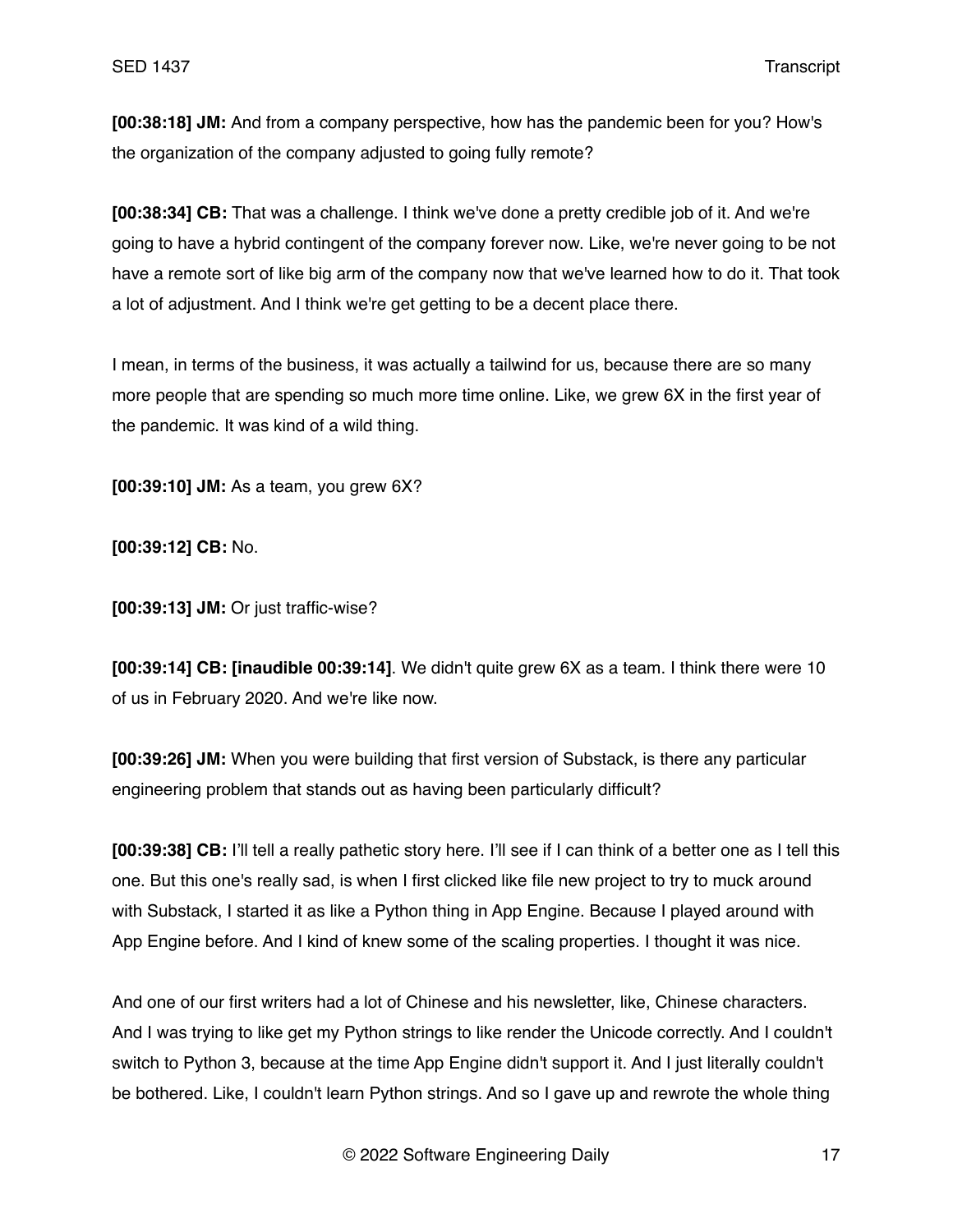**[00:38:18] JM:** And from a company perspective, how has the pandemic been for you? How's the organization of the company adjusted to going fully remote?

**[00:38:34] CB:** That was a challenge. I think we've done a pretty credible job of it. And we're going to have a hybrid contingent of the company forever now. Like, we're never going to be not have a remote sort of like big arm of the company now that we've learned how to do it. That took a lot of adjustment. And I think we're get getting to be a decent place there.

I mean, in terms of the business, it was actually a tailwind for us, because there are so many more people that are spending so much more time online. Like, we grew 6X in the first year of the pandemic. It was kind of a wild thing.

**[00:39:10] JM:** As a team, you grew 6X?

**[00:39:12] CB:** No.

**[00:39:13] JM:** Or just traffic-wise?

**[00:39:14] CB: [inaudible 00:39:14]**. We didn't quite grew 6X as a team. I think there were 10 of us in February 2020. And we're like now.

**[00:39:26] JM:** When you were building that first version of Substack, is there any particular engineering problem that stands out as having been particularly difficult?

**[00:39:38] CB:** I'll tell a really pathetic story here. I'll see if I can think of a better one as I tell this one. But this one's really sad, is when I first clicked like file new project to try to muck around with Substack, I started it as like a Python thing in App Engine. Because I played around with App Engine before. And I kind of knew some of the scaling properties. I thought it was nice.

And one of our first writers had a lot of Chinese and his newsletter, like, Chinese characters. And I was trying to like get my Python strings to like render the Unicode correctly. And I couldn't switch to Python 3, because at the time App Engine didn't support it. And I just literally couldn't be bothered. Like, I couldn't learn Python strings. And so I gave up and rewrote the whole thing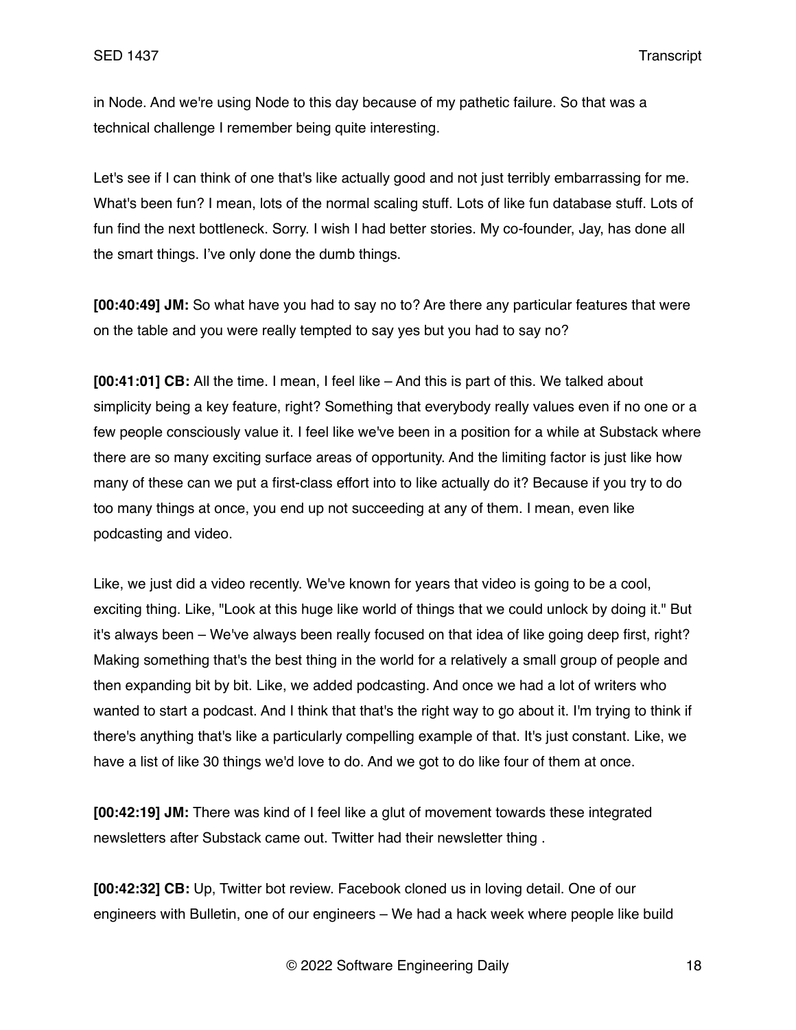in Node. And we're using Node to this day because of my pathetic failure. So that was a technical challenge I remember being quite interesting.

Let's see if I can think of one that's like actually good and not just terribly embarrassing for me. What's been fun? I mean, lots of the normal scaling stuff. Lots of like fun database stuff. Lots of fun find the next bottleneck. Sorry. I wish I had better stories. My co-founder, Jay, has done all the smart things. I've only done the dumb things.

**[00:40:49] JM:** So what have you had to say no to? Are there any particular features that were on the table and you were really tempted to say yes but you had to say no?

**[00:41:01] CB:** All the time. I mean, I feel like – And this is part of this. We talked about simplicity being a key feature, right? Something that everybody really values even if no one or a few people consciously value it. I feel like we've been in a position for a while at Substack where there are so many exciting surface areas of opportunity. And the limiting factor is just like how many of these can we put a first-class effort into to like actually do it? Because if you try to do too many things at once, you end up not succeeding at any of them. I mean, even like podcasting and video.

Like, we just did a video recently. We've known for years that video is going to be a cool, exciting thing. Like, "Look at this huge like world of things that we could unlock by doing it." But it's always been – We've always been really focused on that idea of like going deep first, right? Making something that's the best thing in the world for a relatively a small group of people and then expanding bit by bit. Like, we added podcasting. And once we had a lot of writers who wanted to start a podcast. And I think that that's the right way to go about it. I'm trying to think if there's anything that's like a particularly compelling example of that. It's just constant. Like, we have a list of like 30 things we'd love to do. And we got to do like four of them at once.

**[00:42:19] JM:** There was kind of I feel like a glut of movement towards these integrated newsletters after Substack came out. Twitter had their newsletter thing .

**[00:42:32] CB:** Up, Twitter bot review. Facebook cloned us in loving detail. One of our engineers with Bulletin, one of our engineers – We had a hack week where people like build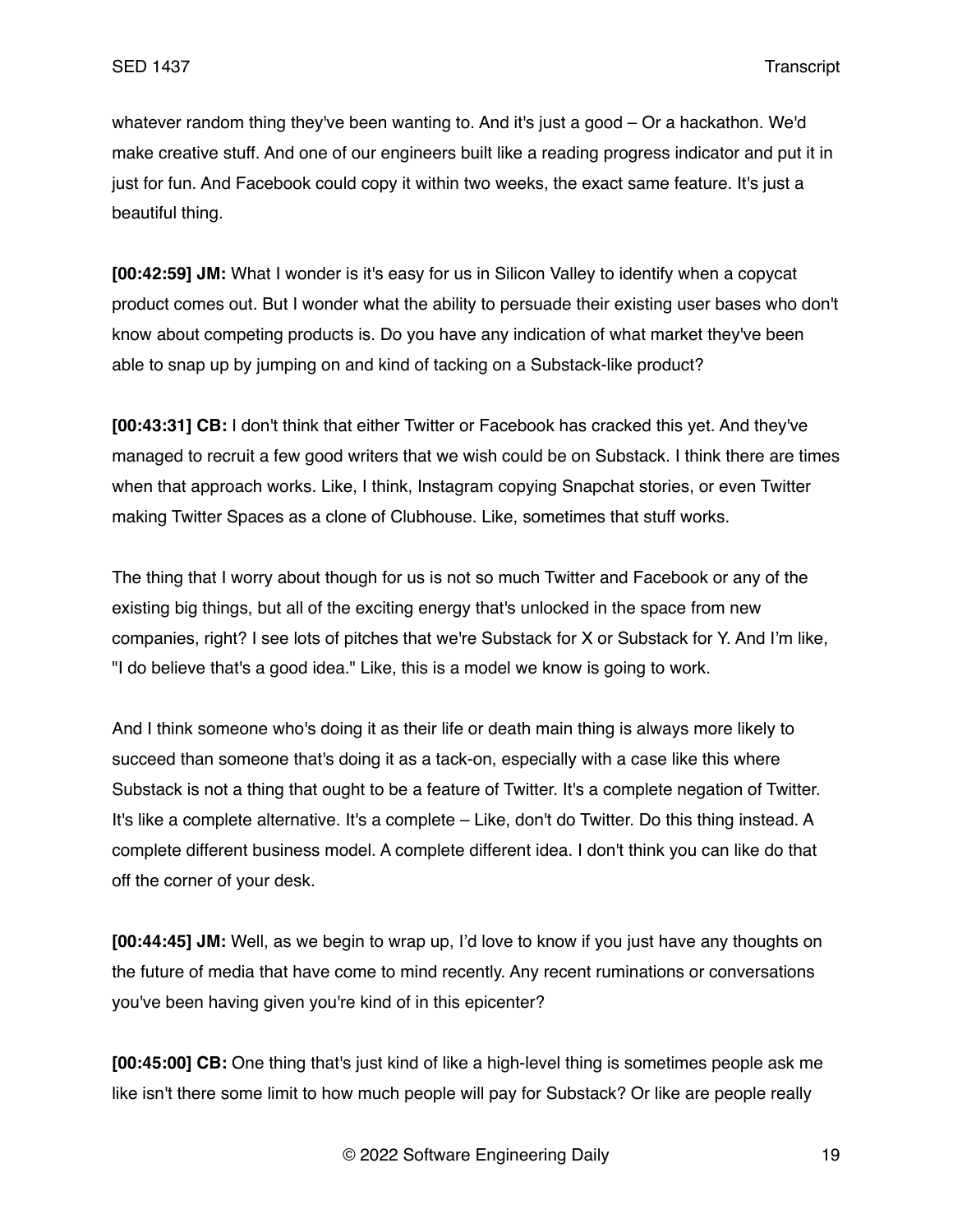whatever random thing they've been wanting to. And it's just a good – Or a hackathon. We'd make creative stuff. And one of our engineers built like a reading progress indicator and put it in just for fun. And Facebook could copy it within two weeks, the exact same feature. It's just a beautiful thing.

**[00:42:59] JM:** What I wonder is it's easy for us in Silicon Valley to identify when a copycat product comes out. But I wonder what the ability to persuade their existing user bases who don't know about competing products is. Do you have any indication of what market they've been able to snap up by jumping on and kind of tacking on a Substack-like product?

**[00:43:31] CB:** I don't think that either Twitter or Facebook has cracked this yet. And they've managed to recruit a few good writers that we wish could be on Substack. I think there are times when that approach works. Like, I think, Instagram copying Snapchat stories, or even Twitter making Twitter Spaces as a clone of Clubhouse. Like, sometimes that stuff works.

The thing that I worry about though for us is not so much Twitter and Facebook or any of the existing big things, but all of the exciting energy that's unlocked in the space from new companies, right? I see lots of pitches that we're Substack for X or Substack for Y. And I'm like, "I do believe that's a good idea." Like, this is a model we know is going to work.

And I think someone who's doing it as their life or death main thing is always more likely to succeed than someone that's doing it as a tack-on, especially with a case like this where Substack is not a thing that ought to be a feature of Twitter. It's a complete negation of Twitter. It's like a complete alternative. It's a complete – Like, don't do Twitter. Do this thing instead. A complete different business model. A complete different idea. I don't think you can like do that off the corner of your desk.

**[00:44:45] JM:** Well, as we begin to wrap up, I'd love to know if you just have any thoughts on the future of media that have come to mind recently. Any recent ruminations or conversations you've been having given you're kind of in this epicenter?

**[00:45:00] CB:** One thing that's just kind of like a high-level thing is sometimes people ask me like isn't there some limit to how much people will pay for Substack? Or like are people really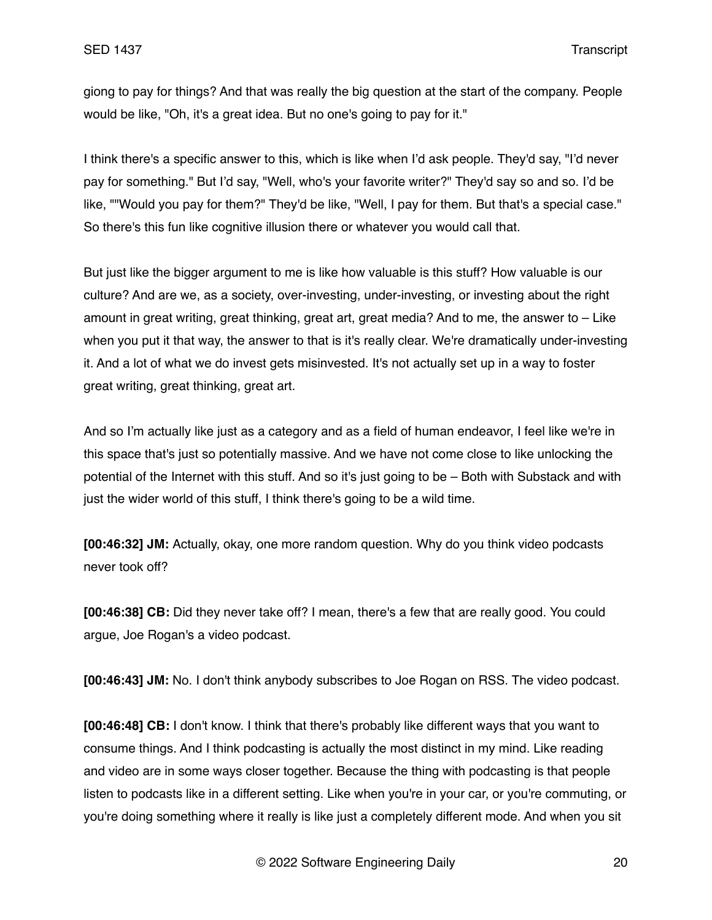giong to pay for things? And that was really the big question at the start of the company. People would be like, "Oh, it's a great idea. But no one's going to pay for it."

I think there's a specific answer to this, which is like when I'd ask people. They'd say, "I'd never pay for something." But I'd say, "Well, who's your favorite writer?" They'd say so and so. I'd be like, ""Would you pay for them?" They'd be like, "Well, I pay for them. But that's a special case." So there's this fun like cognitive illusion there or whatever you would call that.

But just like the bigger argument to me is like how valuable is this stuff? How valuable is our culture? And are we, as a society, over-investing, under-investing, or investing about the right amount in great writing, great thinking, great art, great media? And to me, the answer to – Like when you put it that way, the answer to that is it's really clear. We're dramatically under-investing it. And a lot of what we do invest gets misinvested. It's not actually set up in a way to foster great writing, great thinking, great art.

And so I'm actually like just as a category and as a field of human endeavor, I feel like we're in this space that's just so potentially massive. And we have not come close to like unlocking the potential of the Internet with this stuff. And so it's just going to be – Both with Substack and with just the wider world of this stuff, I think there's going to be a wild time.

**[00:46:32] JM:** Actually, okay, one more random question. Why do you think video podcasts never took off?

**[00:46:38] CB:** Did they never take off? I mean, there's a few that are really good. You could argue, Joe Rogan's a video podcast.

**[00:46:43] JM:** No. I don't think anybody subscribes to Joe Rogan on RSS. The video podcast.

**[00:46:48] CB:** I don't know. I think that there's probably like different ways that you want to consume things. And I think podcasting is actually the most distinct in my mind. Like reading and video are in some ways closer together. Because the thing with podcasting is that people listen to podcasts like in a different setting. Like when you're in your car, or you're commuting, or you're doing something where it really is like just a completely different mode. And when you sit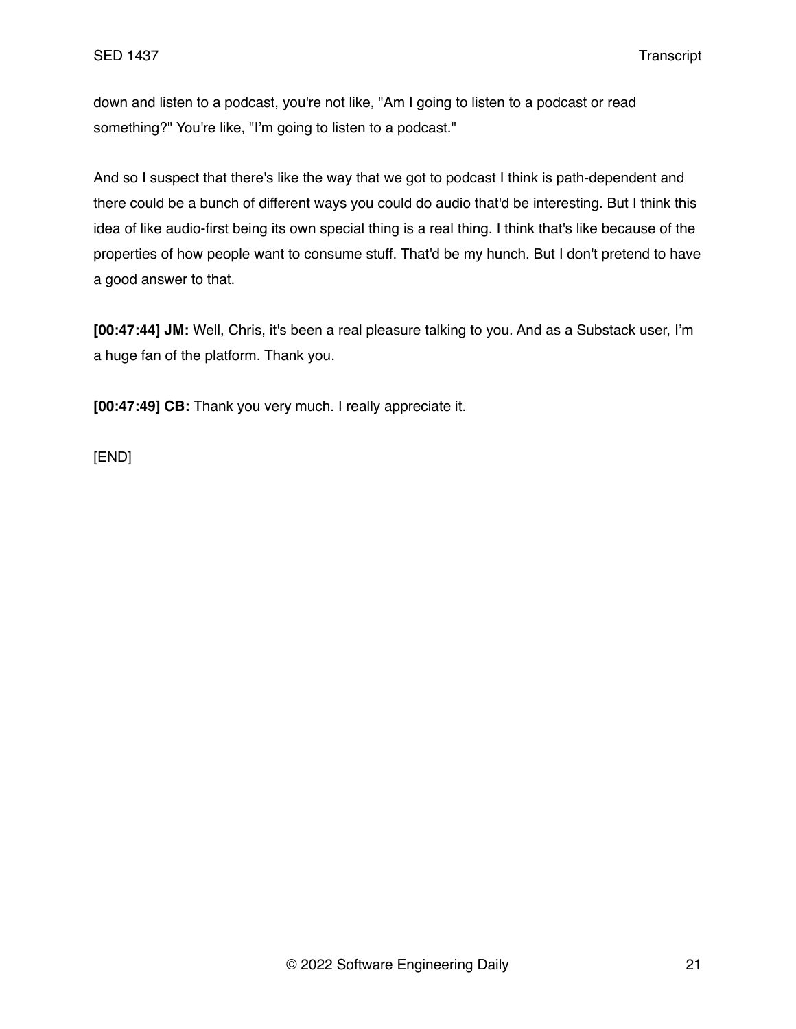down and listen to a podcast, you're not like, "Am I going to listen to a podcast or read something?" You're like, "I'm going to listen to a podcast."

And so I suspect that there's like the way that we got to podcast I think is path-dependent and there could be a bunch of different ways you could do audio that'd be interesting. But I think this idea of like audio-first being its own special thing is a real thing. I think that's like because of the properties of how people want to consume stuff. That'd be my hunch. But I don't pretend to have a good answer to that.

**[00:47:44] JM:** Well, Chris, it's been a real pleasure talking to you. And as a Substack user, I'm a huge fan of the platform. Thank you.

**[00:47:49] CB:** Thank you very much. I really appreciate it.

[END]